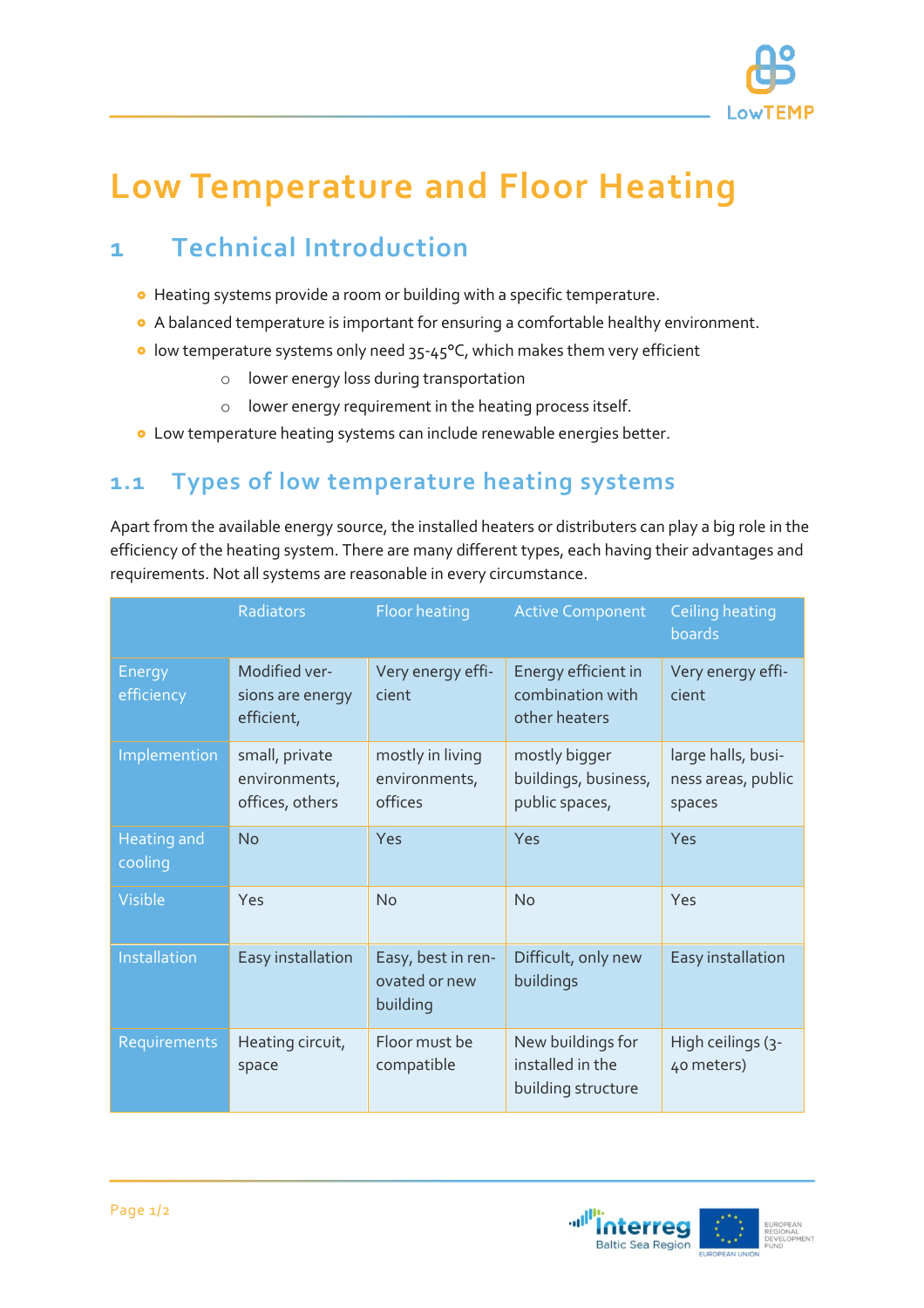# Low Temperature and Floor Heating

## 1 Technical Introduction

- Heating systems provide a room or building with a specific temperature.
- A balanced temperature is important for ensuring a comfortable healthy environment.
- low temperature systems only need 35-45°C, which makes them very efficient
  - lower energy loss during transportation
  - lower energy requirement in the heating process itself.
- Low temperature heating systems can include renewable energies better.

### 1.1 Types of low temperature heating systems

Apart from the available energy source, the installed heaters or distributers can play a big role in the efficiency of the heating system. There are many different types, each having their advantages and requirements. Not all systems are reasonable in every circumstance.

| | Radiators | Floor heating | Active Component | Ceiling heating boards |
|---|---|---|---|---|
| Energy efficiency | Modified versions are energy efficient, | Very energy efficient | Energy efficient in combination with other heaters | Very energy efficient |
| Implemention | small, private environments, offices, others | mostly in living environments, offices | mostly bigger buildings, business, public spaces, | large halls, business areas, public spaces |
| Heating and cooling | No | Yes | Yes | Yes |
| Visible | Yes | No | No | Yes |
| Installation | Easy installation | Easy, best in renovated or new building | Difficult, only new buildings | Easy installation |
| Requirements | Heating circuit, space | Floor must be compatible | New buildings for installed in the building structure | High ceilings (3-40 meters) |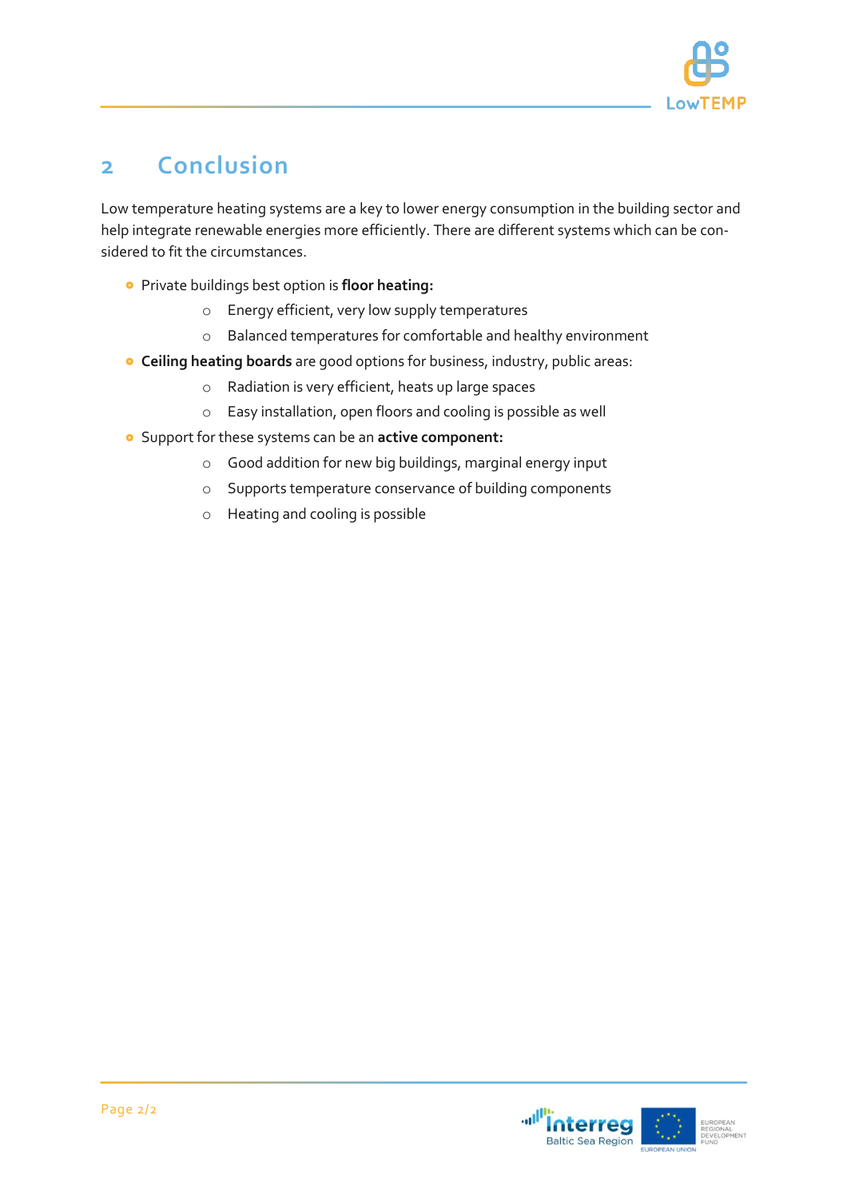# 2 Conclusion

Low temperature heating systems are a key to lower energy consumption in the building sector and help integrate renewable energies more efficiently. There are different systems which can be considered to fit the circumstances.

- Private buildings best option is **floor heating:**
  - Energy efficient, very low supply temperatures
  - Balanced temperatures for comfortable and healthy environment
- **Ceiling heating boards** are good options for business, industry, public areas:
  - Radiation is very efficient, heats up large spaces
  - Easy installation, open floors and cooling is possible as well
- Support for these systems can be an **active component:**
  - Good addition for new big buildings, marginal energy input
  - Supports temperature conservance of building components
  - Heating and cooling is possible